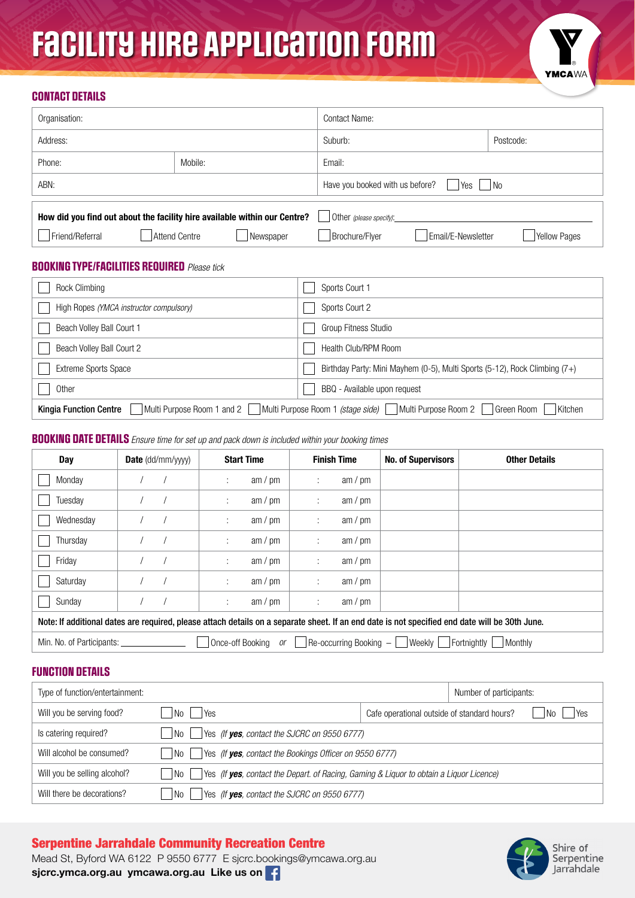# FACILITY HIRE APPLICATION FORM

YMCAWA

## CONTACT DETAILS

| Organisation: | | Contact Name: | |
|---|---|---|---|
| Address: | | Suburb: | Postcode: |
| Phone: | Mobile: | Email: | |
| ABN: | | Have you booked with us before? ☐ Yes ☐ No | |

**How did you find out about the facility hire available within our Centre?** ☐ Other *(please specify)*: \_\_\_\_\_\_\_\_

☐ Friend/Referral ☐ Attend Centre ☐ Newspaper ☐ Brochure/Flyer ☐ Email/E-Newsletter ☐ Yellow Pages

## BOOKING TYPE/FACILITIES REQUIRED *Please tick*

| | |
|---|---|
| ☐ Rock Climbing | ☐ Sports Court 1 |
| ☐ High Ropes *(YMCA instructor compulsory)* | ☐ Sports Court 2 |
| ☐ Beach Volley Ball Court 1 | ☐ Group Fitness Studio |
| ☐ Beach Volley Ball Court 2 | ☐ Health Club/RPM Room |
| ☐ Extreme Sports Space | ☐ Birthday Party: Mini Mayhem (0-5), Multi Sports (5-12), Rock Climbing (7+) |
| ☐ Other | ☐ BBQ - Available upon request |

**Kingia Function Centre** ☐ Multi Purpose Room 1 and 2 ☐ Multi Purpose Room 1 *(stage side)* ☐ Multi Purpose Room 2 ☐ Green Room ☐ Kitchen

## BOOKING DATE DETAILS *Ensure time for set up and pack down is included within your booking times*

| Day | Date (dd/mm/yyyy) | Start Time | Finish Time | No. of Supervisors | Other Details |
|---|---|---|---|---|---|
| ☐ Monday | / / | : am / pm | : am / pm | | |
| ☐ Tuesday | / / | : am / pm | : am / pm | | |
| ☐ Wednesday | / / | : am / pm | : am / pm | | |
| ☐ Thursday | / / | : am / pm | : am / pm | | |
| ☐ Friday | / / | : am / pm | : am / pm | | |
| ☐ Saturday | / / | : am / pm | : am / pm | | |
| ☐ Sunday | / / | : am / pm | : am / pm | | |

**Note: If additional dates are required, please attach details on a separate sheet. If an end date is not specified end date will be 30th June.**

Min. No. of Participants: \_\_\_\_\_\_\_\_ ☐ Once-off Booking *or* ☐ Re-occurring Booking – ☐ Weekly ☐ Fortnightly ☐ Monthly

## FUNCTION DETAILS

| Type of function/entertainment: | | Number of participants: |
|---|---|---|
| Will you be serving food? | ☐ No ☐ Yes | Cafe operational outside of standard hours? ☐ No ☐ Yes |
| Is catering required? | ☐ No ☐ Yes *(If **yes**, contact the SJCRC on 9550 6777)* | |
| Will alcohol be consumed? | ☐ No ☐ Yes *(If **yes**, contact the Bookings Officer on 9550 6777)* | |
| Will you be selling alcohol? | ☐ No ☐ Yes *(If **yes**, contact the Depart. of Racing, Gaming & Liquor to obtain a Liquor Licence)* | |
| Will there be decorations? | ☐ No ☐ Yes *(If **yes**, contact the SJCRC on 9550 6777)* | |

**Serpentine Jarrahdale Community Recreation Centre**
Mead St, Byford WA 6122 P 9550 6777 E sjcrc.bookings@ymcawa.org.au
**sjcrc.ymca.org.au ymcawa.org.au Like us on**

Shire of Serpentine Jarrahdale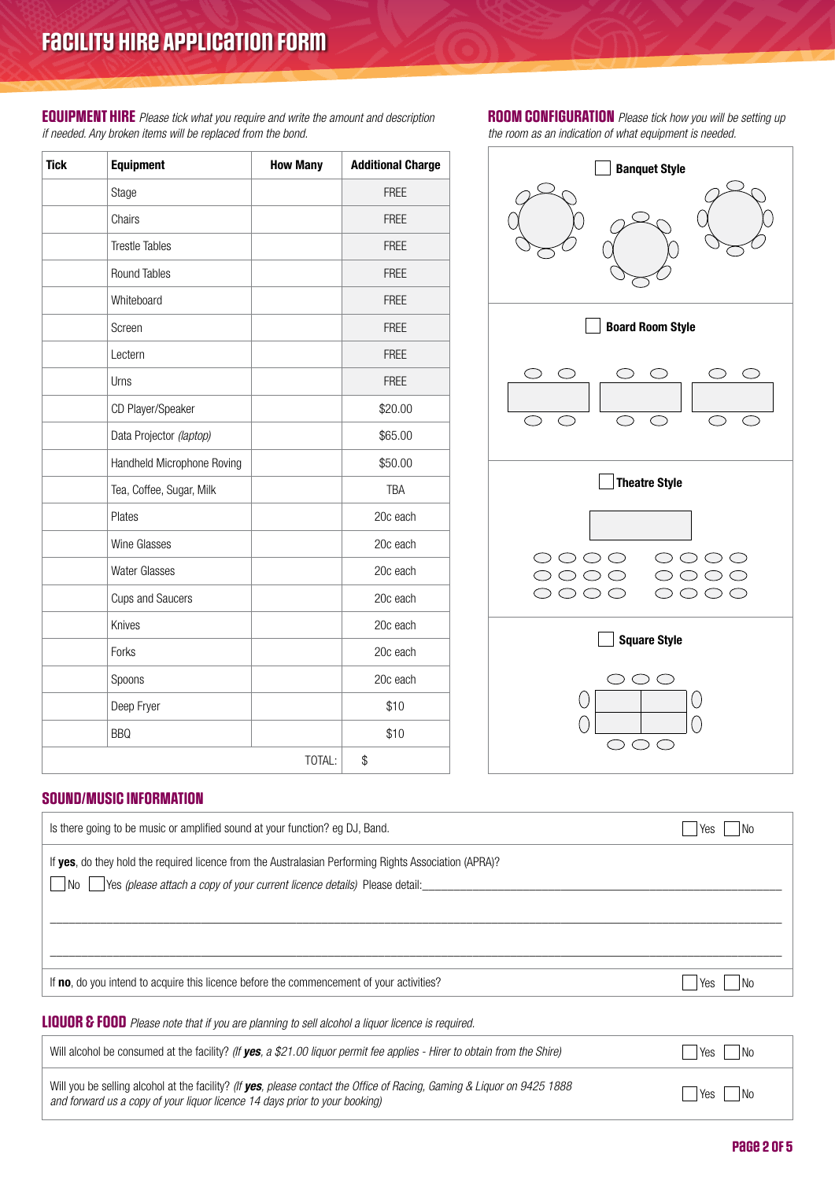# FACILITY HIRE APPLICATION FORM

## EQUIPMENT HIRE

*Please tick what you require and write the amount and description if needed. Any broken items will be replaced from the bond.*

| Tick | Equipment | How Many | Additional Charge |
|---|---|---|---|
| | Stage | | FREE |
| | Chairs | | FREE |
| | Trestle Tables | | FREE |
| | Round Tables | | FREE |
| | Whiteboard | | FREE |
| | Screen | | FREE |
| | Lectern | | FREE |
| | Urns | | FREE |
| | CD Player/Speaker | | $20.00 |
| | Data Projector *(laptop)* | | $65.00 |
| | Handheld Microphone Roving | | $50.00 |
| | Tea, Coffee, Sugar, Milk | | TBA |
| | Plates | | 20c each |
| | Wine Glasses | | 20c each |
| | Water Glasses | | 20c each |
| | Cups and Saucers | | 20c each |
| | Knives | | 20c each |
| | Forks | | 20c each |
| | Spoons | | 20c each |
| | Deep Fryer | | $10 |
| | BBQ | | $10 |
| | | TOTAL: | $ |

## ROOM CONFIGURATION

*Please tick how you will be setting up the room as an indication of what equipment is needed.*

☐ Banquet Style

☐ Board Room Style

☐ Theatre Style

☐ Square Style

## SOUND/MUSIC INFORMATION

| | |
|---|---|
| Is there going to be music or amplified sound at your function? eg DJ, Band. | ☐ Yes ☐ No |
| If **yes**, do they hold the required licence from the Australasian Performing Rights Association (APRA)?<br>☐ No ☐ Yes *(please attach a copy of your current licence details)* Please detail:_______________ | |
| If **no**, do you intend to acquire this licence before the commencement of your activities? | ☐ Yes ☐ No |

## LIQUOR & FOOD

*Please note that if you are planning to sell alcohol a liquor licence is required.*

| | |
|---|---|
| Will alcohol be consumed at the facility? *(If **yes**, a $21.00 liquor permit fee applies - Hirer to obtain from the Shire)* | ☐ Yes ☐ No |
| Will you be selling alcohol at the facility? *(If **yes**, please contact the Office of Racing, Gaming & Liquor on 9425 1888 and forward us a copy of your liquor licence 14 days prior to your booking)* | ☐ Yes ☐ No |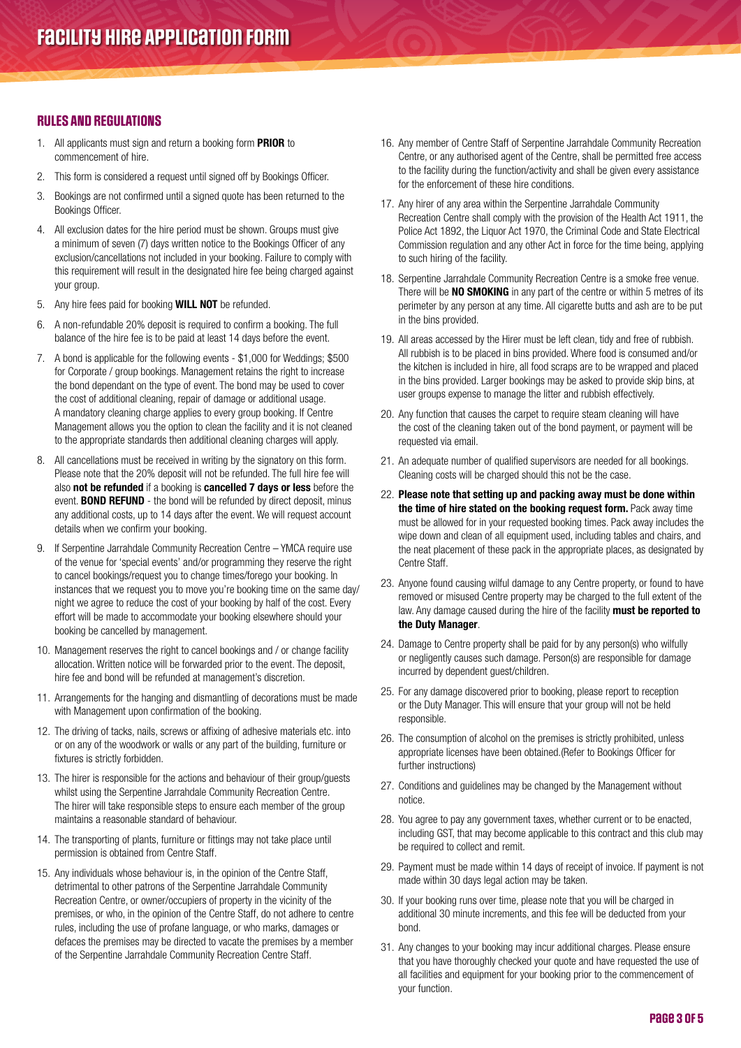# FACILITY HIRE APPLICATION FORM

## RULES AND REGULATIONS

1. All applicants must sign and return a booking form **PRIOR** to commencement of hire.
2. This form is considered a request until signed off by Bookings Officer.
3. Bookings are not confirmed until a signed quote has been returned to the Bookings Officer.
4. All exclusion dates for the hire period must be shown. Groups must give a minimum of seven (7) days written notice to the Bookings Officer of any exclusion/cancellations not included in your booking. Failure to comply with this requirement will result in the designated hire fee being charged against your group.
5. Any hire fees paid for booking **WILL NOT** be refunded.
6. A non-refundable 20% deposit is required to confirm a booking. The full balance of the hire fee is to be paid at least 14 days before the event.
7. A bond is applicable for the following events - $1,000 for Weddings; $500 for Corporate / group bookings. Management retains the right to increase the bond dependant on the type of event. The bond may be used to cover the cost of additional cleaning, repair of damage or additional usage. A mandatory cleaning charge applies to every group booking. If Centre Management allows you the option to clean the facility and it is not cleaned to the appropriate standards then additional cleaning charges will apply.
8. All cancellations must be received in writing by the signatory on this form. Please note that the 20% deposit will not be refunded. The full hire fee will also **not be refunded** if a booking is **cancelled 7 days or less** before the event. **BOND REFUND** - the bond will be refunded by direct deposit, minus any additional costs, up to 14 days after the event. We will request account details when we confirm your booking.
9. If Serpentine Jarrahdale Community Recreation Centre – YMCA require use of the venue for 'special events' and/or programming they reserve the right to cancel bookings/request you to change times/forego your booking. In instances that we request you to move you're booking time on the same day/night we agree to reduce the cost of your booking by half of the cost. Every effort will be made to accommodate your booking elsewhere should your booking be cancelled by management.
10. Management reserves the right to cancel bookings and / or change facility allocation. Written notice will be forwarded prior to the event. The deposit, hire fee and bond will be refunded at management's discretion.
11. Arrangements for the hanging and dismantling of decorations must be made with Management upon confirmation of the booking.
12. The driving of tacks, nails, screws or affixing of adhesive materials etc. into or on any of the woodwork or walls or any part of the building, furniture or fixtures is strictly forbidden.
13. The hirer is responsible for the actions and behaviour of their group/guests whilst using the Serpentine Jarrahdale Community Recreation Centre. The hirer will take responsible steps to ensure each member of the group maintains a reasonable standard of behaviour.
14. The transporting of plants, furniture or fittings may not take place until permission is obtained from Centre Staff.
15. Any individuals whose behaviour is, in the opinion of the Centre Staff, detrimental to other patrons of the Serpentine Jarrahdale Community Recreation Centre, or owner/occupiers of property in the vicinity of the premises, or who, in the opinion of the Centre Staff, do not adhere to centre rules, including the use of profane language, or who marks, damages or defaces the premises may be directed to vacate the premises by a member of the Serpentine Jarrahdale Community Recreation Centre Staff.
16. Any member of Centre Staff of Serpentine Jarrahdale Community Recreation Centre, or any authorised agent of the Centre, shall be permitted free access to the facility during the function/activity and shall be given every assistance for the enforcement of these hire conditions.
17. Any hirer of any area within the Serpentine Jarrahdale Community Recreation Centre shall comply with the provision of the Health Act 1911, the Police Act 1892, the Liquor Act 1970, the Criminal Code and State Electrical Commission regulation and any other Act in force for the time being, applying to such hiring of the facility.
18. Serpentine Jarrahdale Community Recreation Centre is a smoke free venue. There will be **NO SMOKING** in any part of the centre or within 5 metres of its perimeter by any person at any time. All cigarette butts and ash are to be put in the bins provided.
19. All areas accessed by the Hirer must be left clean, tidy and free of rubbish. All rubbish is to be placed in bins provided. Where food is consumed and/or the kitchen is included in hire, all food scraps are to be wrapped and placed in the bins provided. Larger bookings may be asked to provide skip bins, at user groups expense to manage the litter and rubbish effectively.
20. Any function that causes the carpet to require steam cleaning will have the cost of the cleaning taken out of the bond payment, or payment will be requested via email.
21. An adequate number of qualified supervisors are needed for all bookings. Cleaning costs will be charged should this not be the case.
22. **Please note that setting up and packing away must be done within the time of hire stated on the booking request form.** Pack away time must be allowed for in your requested booking times. Pack away includes the wipe down and clean of all equipment used, including tables and chairs, and the neat placement of these pack in the appropriate places, as designated by Centre Staff.
23. Anyone found causing wilful damage to any Centre property, or found to have removed or misused Centre property may be charged to the full extent of the law. Any damage caused during the hire of the facility **must be reported to the Duty Manager**.
24. Damage to Centre property shall be paid for by any person(s) who wilfully or negligently causes such damage. Person(s) are responsible for damage incurred by dependent guest/children.
25. For any damage discovered prior to booking, please report to reception or the Duty Manager. This will ensure that your group will not be held responsible.
26. The consumption of alcohol on the premises is strictly prohibited, unless appropriate licenses have been obtained.(Refer to Bookings Officer for further instructions)
27. Conditions and guidelines may be changed by the Management without notice.
28. You agree to pay any government taxes, whether current or to be enacted, including GST, that may become applicable to this contract and this club may be required to collect and remit.
29. Payment must be made within 14 days of receipt of invoice. If payment is not made within 30 days legal action may be taken.
30. If your booking runs over time, please note that you will be charged in additional 30 minute increments, and this fee will be deducted from your bond.
31. Any changes to your booking may incur additional charges. Please ensure that you have thoroughly checked your quote and have requested the use of all facilities and equipment for your booking prior to the commencement of your function.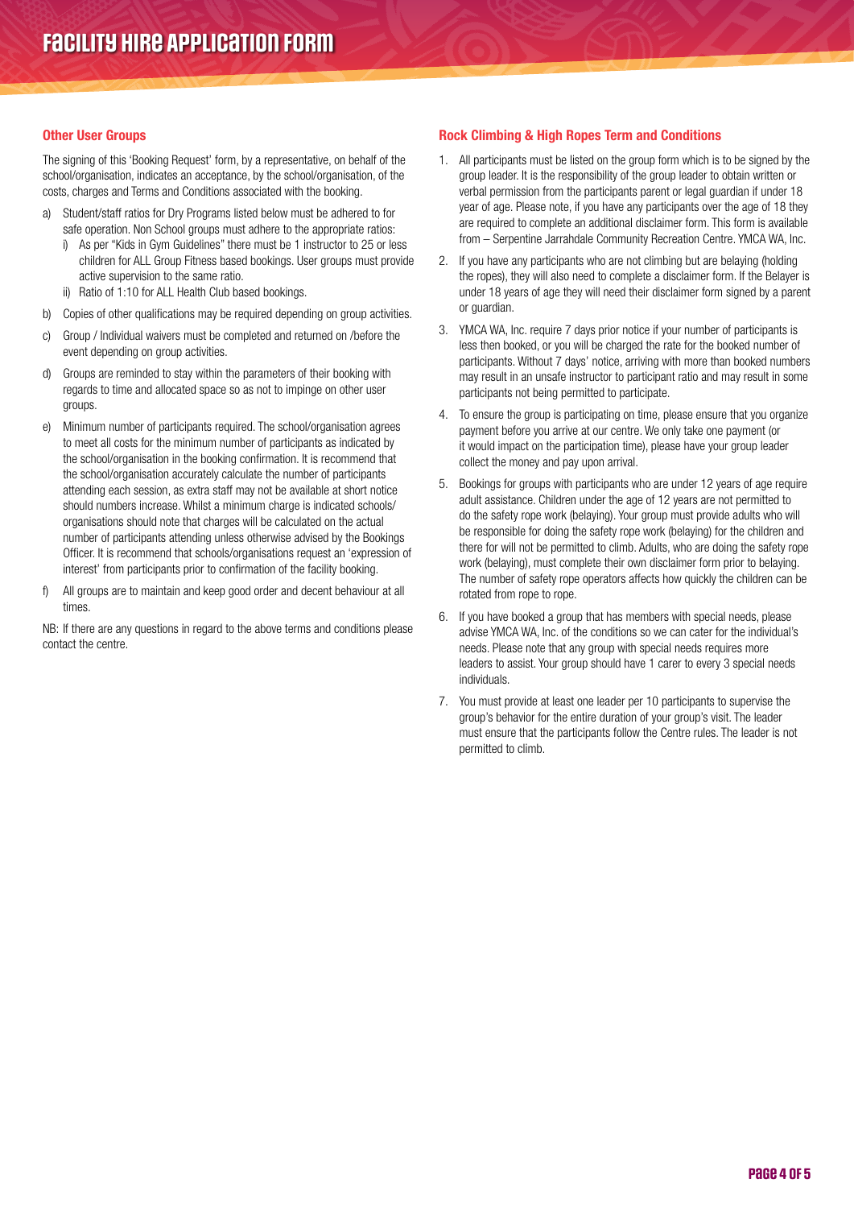# Facility Hire Application Form

## Other User Groups

The signing of this 'Booking Request' form, by a representative, on behalf of the school/organisation, indicates an acceptance, by the school/organisation, of the costs, charges and Terms and Conditions associated with the booking.

a) Student/staff ratios for Dry Programs listed below must be adhered to for safe operation. Non School groups must adhere to the appropriate ratios:
   i) As per "Kids in Gym Guidelines" there must be 1 instructor to 25 or less children for ALL Group Fitness based bookings. User groups must provide active supervision to the same ratio.
   ii) Ratio of 1:10 for ALL Health Club based bookings.

b) Copies of other qualifications may be required depending on group activities.

c) Group / Individual waivers must be completed and returned on /before the event depending on group activities.

d) Groups are reminded to stay within the parameters of their booking with regards to time and allocated space so as not to impinge on other user groups.

e) Minimum number of participants required. The school/organisation agrees to meet all costs for the minimum number of participants as indicated by the school/organisation in the booking confirmation. It is recommend that the school/organisation accurately calculate the number of participants attending each session, as extra staff may not be available at short notice should numbers increase. Whilst a minimum charge is indicated schools/ organisations should note that charges will be calculated on the actual number of participants attending unless otherwise advised by the Bookings Officer. It is recommend that schools/organisations request an 'expression of interest' from participants prior to confirmation of the facility booking.

f) All groups are to maintain and keep good order and decent behaviour at all times.

NB: If there are any questions in regard to the above terms and conditions please contact the centre.

## Rock Climbing & High Ropes Term and Conditions

1. All participants must be listed on the group form which is to be signed by the group leader. It is the responsibility of the group leader to obtain written or verbal permission from the participants parent or legal guardian if under 18 year of age. Please note, if you have any participants over the age of 18 they are required to complete an additional disclaimer form. This form is available from – Serpentine Jarrahdale Community Recreation Centre. YMCA WA, Inc.

2. If you have any participants who are not climbing but are belaying (holding the ropes), they will also need to complete a disclaimer form. If the Belayer is under 18 years of age they will need their disclaimer form signed by a parent or guardian.

3. YMCA WA, Inc. require 7 days prior notice if your number of participants is less then booked, or you will be charged the rate for the booked number of participants. Without 7 days' notice, arriving with more than booked numbers may result in an unsafe instructor to participant ratio and may result in some participants not being permitted to participate.

4. To ensure the group is participating on time, please ensure that you organize payment before you arrive at our centre. We only take one payment (or it would impact on the participation time), please have your group leader collect the money and pay upon arrival.

5. Bookings for groups with participants who are under 12 years of age require adult assistance. Children under the age of 12 years are not permitted to do the safety rope work (belaying). Your group must provide adults who will be responsible for doing the safety rope work (belaying) for the children and there for will not be permitted to climb. Adults, who are doing the safety rope work (belaying), must complete their own disclaimer form prior to belaying. The number of safety rope operators affects how quickly the children can be rotated from rope to rope.

6. If you have booked a group that has members with special needs, please advise YMCA WA, Inc. of the conditions so we can cater for the individual's needs. Please note that any group with special needs requires more leaders to assist. Your group should have 1 carer to every 3 special needs individuals.

7. You must provide at least one leader per 10 participants to supervise the group's behavior for the entire duration of your group's visit. The leader must ensure that the participants follow the Centre rules. The leader is not permitted to climb.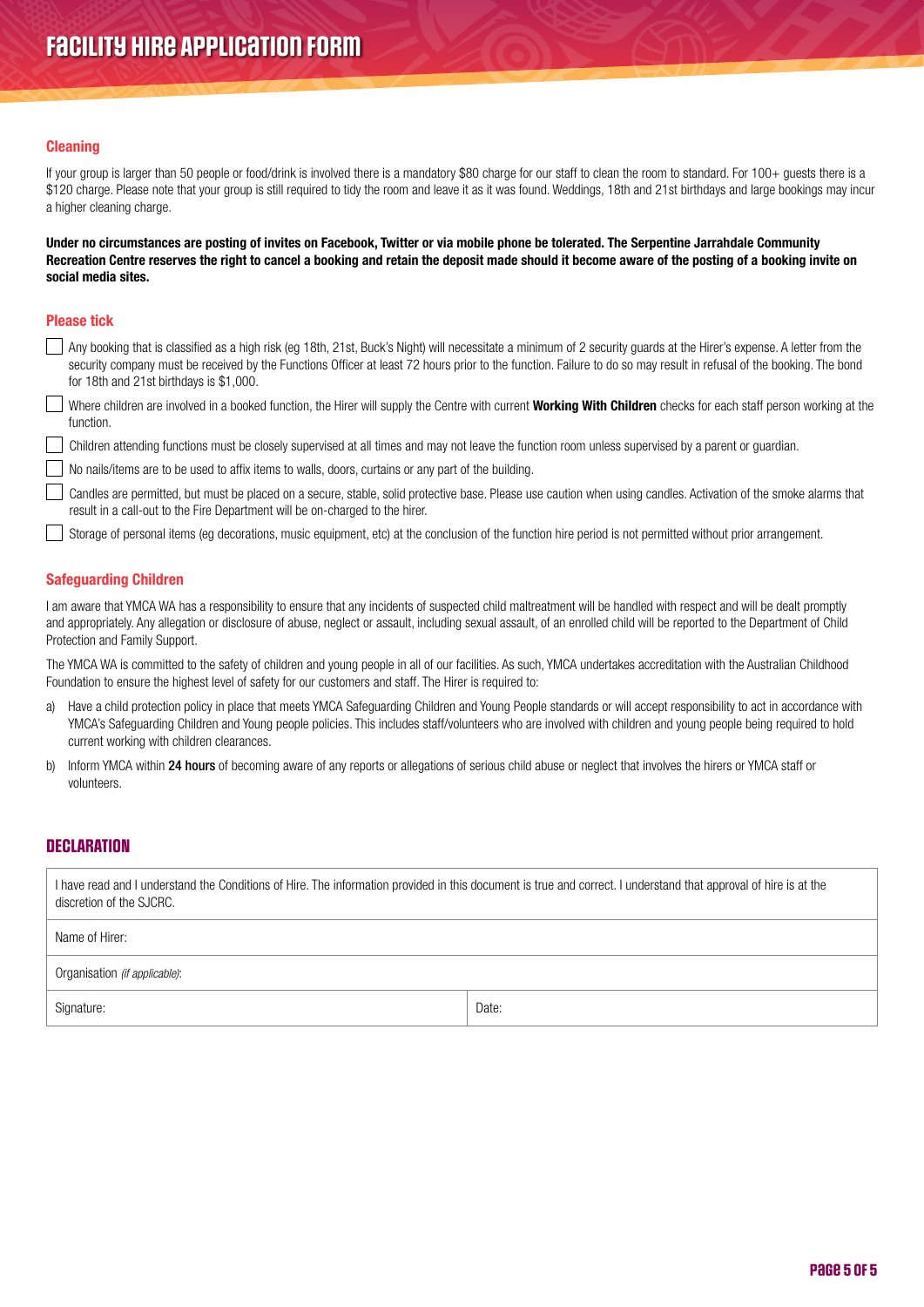# Facility Hire Application Form

## Cleaning

If your group is larger than 50 people or food/drink is involved there is a mandatory $80 charge for our staff to clean the room to standard. For 100+ guests there is a $120 charge. Please note that your group is still required to tidy the room and leave it as it was found. Weddings, 18th and 21st birthdays and large bookings may incur a higher cleaning charge.

**Under no circumstances are posting of invites on Facebook, Twitter or via mobile phone be tolerated. The Serpentine Jarrahdale Community Recreation Centre reserves the right to cancel a booking and retain the deposit made should it become aware of the posting of a booking invite on social media sites.**

## Please tick

- ☐ Any booking that is classified as a high risk (eg 18th, 21st, Buck's Night) will necessitate a minimum of 2 security guards at the Hirer's expense. A letter from the security company must be received by the Functions Officer at least 72 hours prior to the function. Failure to do so may result in refusal of the booking. The bond for 18th and 21st birthdays is $1,000.
- ☐ Where children are involved in a booked function, the Hirer will supply the Centre with current **Working With Children** checks for each staff person working at the function.
- ☐ Children attending functions must be closely supervised at all times and may not leave the function room unless supervised by a parent or guardian.
- ☐ No nails/items are to be used to affix items to walls, doors, curtains or any part of the building.
- ☐ Candles are permitted, but must be placed on a secure, stable, solid protective base. Please use caution when using candles. Activation of the smoke alarms that result in a call-out to the Fire Department will be on-charged to the hirer.
- ☐ Storage of personal items (eg decorations, music equipment, etc) at the conclusion of the function hire period is not permitted without prior arrangement.

## Safeguarding Children

I am aware that YMCA WA has a responsibility to ensure that any incidents of suspected child maltreatment will be handled with respect and will be dealt promptly and appropriately. Any allegation or disclosure of abuse, neglect or assault, including sexual assault, of an enrolled child will be reported to the Department of Child Protection and Family Support.

The YMCA WA is committed to the safety of children and young people in all of our facilities. As such, YMCA undertakes accreditation with the Australian Childhood Foundation to ensure the highest level of safety for our customers and staff. The Hirer is required to:

a) Have a child protection policy in place that meets YMCA Safeguarding Children and Young People standards or will accept responsibility to act in accordance with YMCA's Safeguarding Children and Young people policies. This includes staff/volunteers who are involved with children and young people being required to hold current working with children clearances.

b) Inform YMCA within **24 hours** of becoming aware of any reports or allegations of serious child abuse or neglect that involves the hirers or YMCA staff or volunteers.

## DECLARATION

| | |
|---|---|
| I have read and I understand the Conditions of Hire. The information provided in this document is true and correct. I understand that approval of hire is at the discretion of the SJCRC. | |
| Name of Hirer: | |
| Organisation *(if applicable)*: | |
| Signature: | Date: |